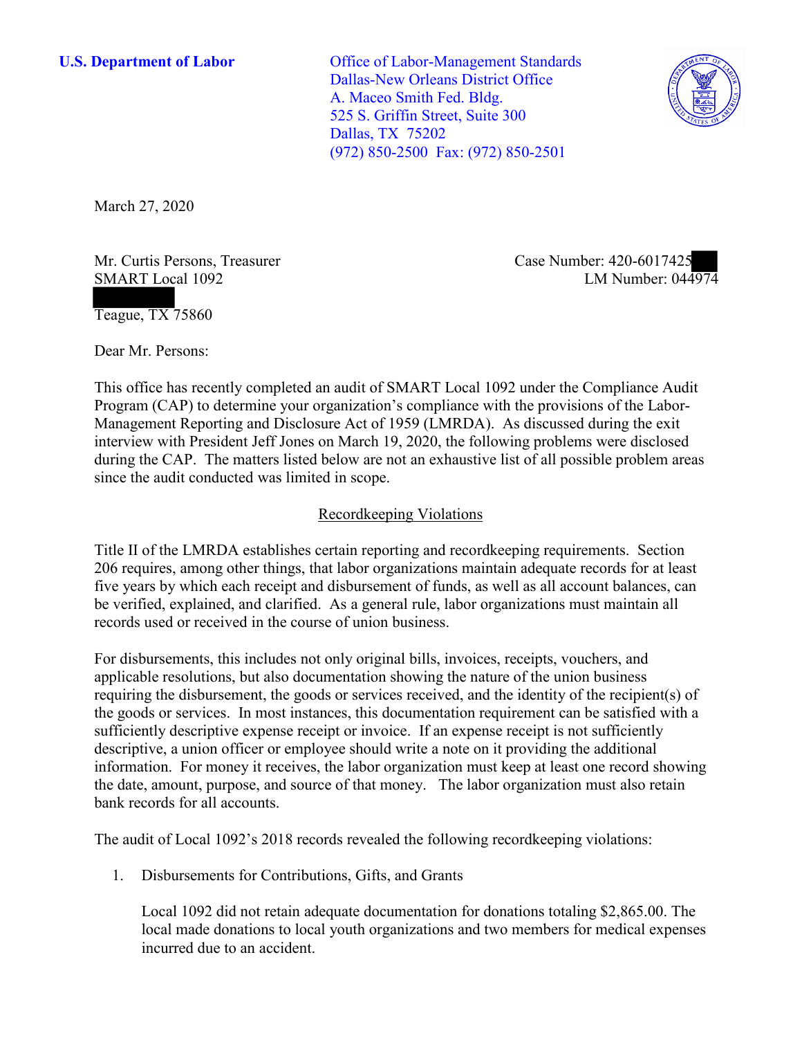**U.S. Department of Labor**

Office of Labor-Management Standards
Dallas-New Orleans District Office
A. Maceo Smith Fed. Bldg.
525 S. Griffin Street, Suite 300
Dallas, TX 75202
(972) 850-2500 Fax: (972) 850-2501

March 27, 2020

Mr. Curtis Persons, Treasurer
SMART Local 1092

Teague, TX 75860

Case Number: 420-6017425
LM Number: 044974

Dear Mr. Persons:

This office has recently completed an audit of SMART Local 1092 under the Compliance Audit Program (CAP) to determine your organization's compliance with the provisions of the Labor-Management Reporting and Disclosure Act of 1959 (LMRDA). As discussed during the exit interview with President Jeff Jones on March 19, 2020, the following problems were disclosed during the CAP. The matters listed below are not an exhaustive list of all possible problem areas since the audit conducted was limited in scope.

## Recordkeeping Violations

Title II of the LMRDA establishes certain reporting and recordkeeping requirements. Section 206 requires, among other things, that labor organizations maintain adequate records for at least five years by which each receipt and disbursement of funds, as well as all account balances, can be verified, explained, and clarified. As a general rule, labor organizations must maintain all records used or received in the course of union business.

For disbursements, this includes not only original bills, invoices, receipts, vouchers, and applicable resolutions, but also documentation showing the nature of the union business requiring the disbursement, the goods or services received, and the identity of the recipient(s) of the goods or services. In most instances, this documentation requirement can be satisfied with a sufficiently descriptive expense receipt or invoice. If an expense receipt is not sufficiently descriptive, a union officer or employee should write a note on it providing the additional information. For money it receives, the labor organization must keep at least one record showing the date, amount, purpose, and source of that money. The labor organization must also retain bank records for all accounts.

The audit of Local 1092's 2018 records revealed the following recordkeeping violations:

1. Disbursements for Contributions, Gifts, and Grants

   Local 1092 did not retain adequate documentation for donations totaling $2,865.00. The local made donations to local youth organizations and two members for medical expenses incurred due to an accident.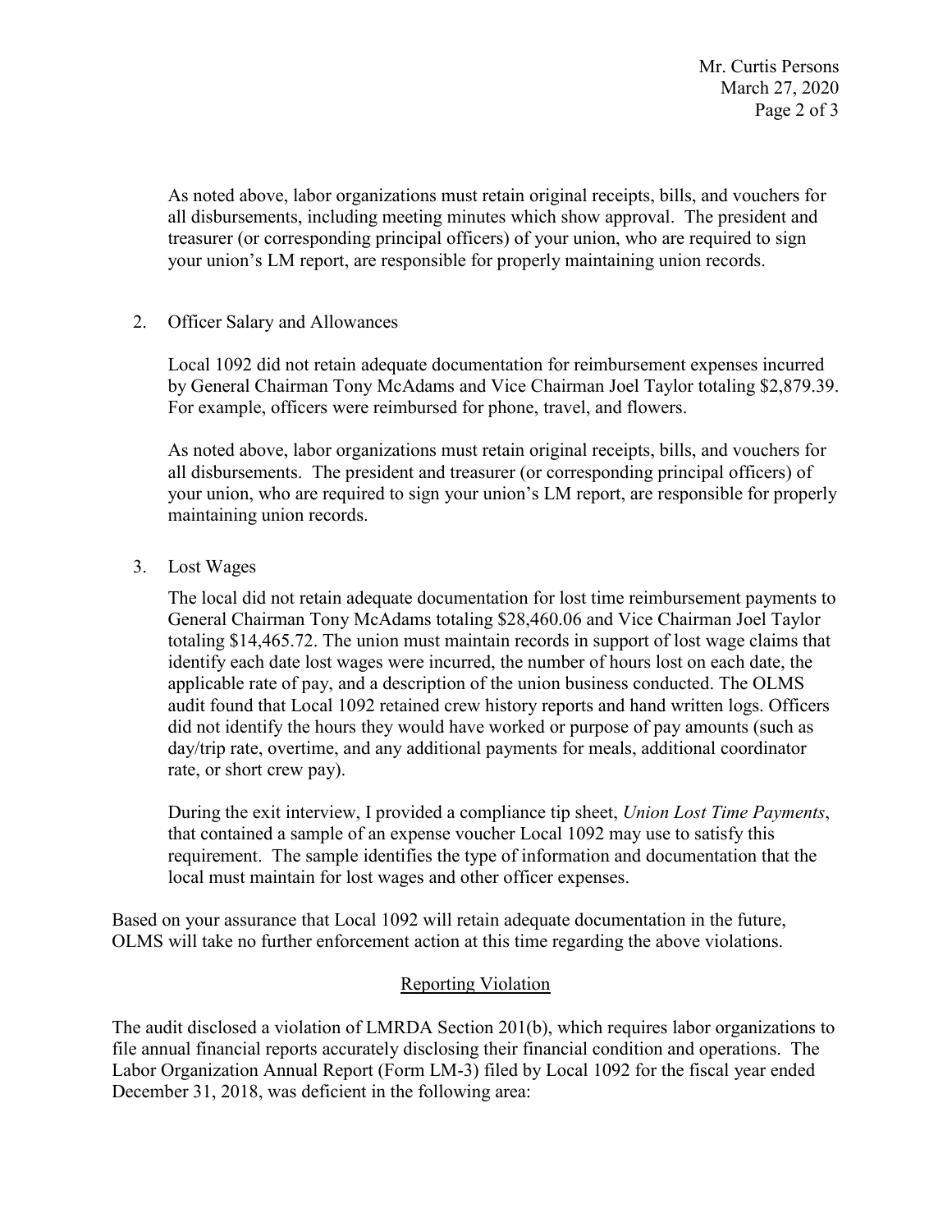As noted above, labor organizations must retain original receipts, bills, and vouchers for all disbursements, including meeting minutes which show approval. The president and treasurer (or corresponding principal officers) of your union, who are required to sign your union's LM report, are responsible for properly maintaining union records.

2. Officer Salary and Allowances

   Local 1092 did not retain adequate documentation for reimbursement expenses incurred by General Chairman Tony McAdams and Vice Chairman Joel Taylor totaling $2,879.39. For example, officers were reimbursed for phone, travel, and flowers.

   As noted above, labor organizations must retain original receipts, bills, and vouchers for all disbursements. The president and treasurer (or corresponding principal officers) of your union, who are required to sign your union's LM report, are responsible for properly maintaining union records.

3. Lost Wages

   The local did not retain adequate documentation for lost time reimbursement payments to General Chairman Tony McAdams totaling $28,460.06 and Vice Chairman Joel Taylor totaling $14,465.72. The union must maintain records in support of lost wage claims that identify each date lost wages were incurred, the number of hours lost on each date, the applicable rate of pay, and a description of the union business conducted. The OLMS audit found that Local 1092 retained crew history reports and hand written logs. Officers did not identify the hours they would have worked or purpose of pay amounts (such as day/trip rate, overtime, and any additional payments for meals, additional coordinator rate, or short crew pay).

   During the exit interview, I provided a compliance tip sheet, *Union Lost Time Payments*, that contained a sample of an expense voucher Local 1092 may use to satisfy this requirement. The sample identifies the type of information and documentation that the local must maintain for lost wages and other officer expenses.

Based on your assurance that Local 1092 will retain adequate documentation in the future, OLMS will take no further enforcement action at this time regarding the above violations.

## Reporting Violation

The audit disclosed a violation of LMRDA Section 201(b), which requires labor organizations to file annual financial reports accurately disclosing their financial condition and operations. The Labor Organization Annual Report (Form LM-3) filed by Local 1092 for the fiscal year ended December 31, 2018, was deficient in the following area: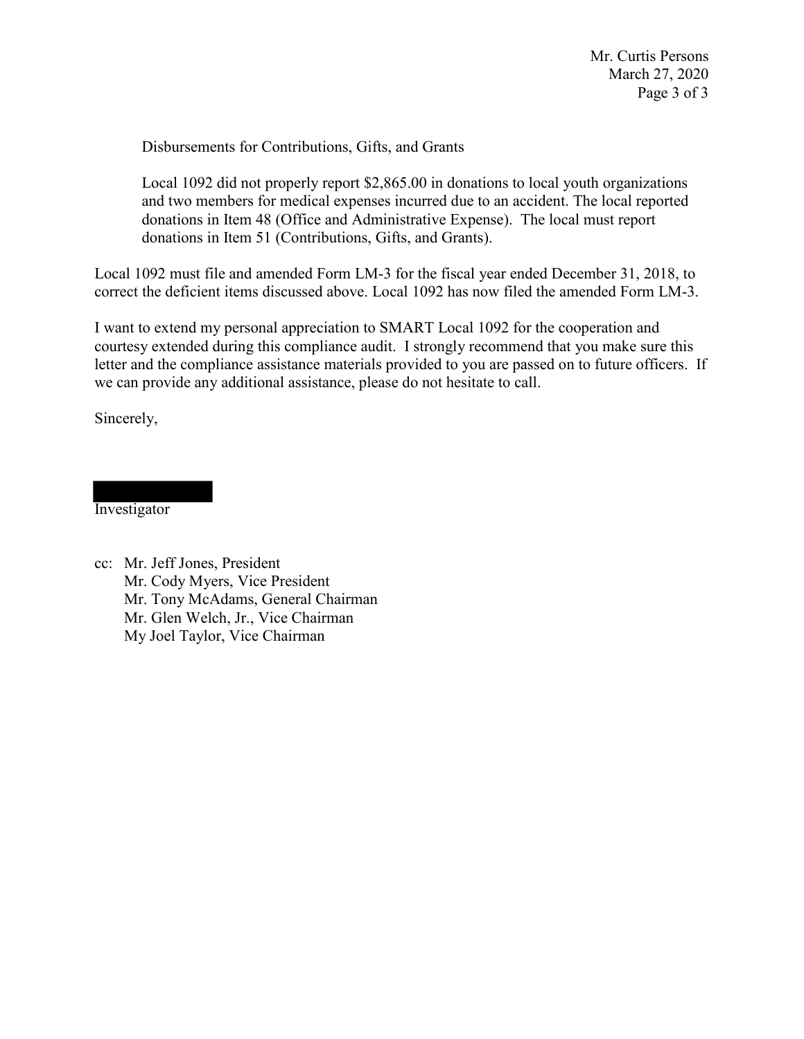Disbursements for Contributions, Gifts, and Grants

Local 1092 did not properly report $2,865.00 in donations to local youth organizations and two members for medical expenses incurred due to an accident. The local reported donations in Item 48 (Office and Administrative Expense). The local must report donations in Item 51 (Contributions, Gifts, and Grants).

Local 1092 must file and amended Form LM-3 for the fiscal year ended December 31, 2018, to correct the deficient items discussed above. Local 1092 has now filed the amended Form LM-3.

I want to extend my personal appreciation to SMART Local 1092 for the cooperation and courtesy extended during this compliance audit. I strongly recommend that you make sure this letter and the compliance assistance materials provided to you are passed on to future officers. If we can provide any additional assistance, please do not hesitate to call.

Sincerely,

Investigator

cc: Mr. Jeff Jones, President
Mr. Cody Myers, Vice President
Mr. Tony McAdams, General Chairman
Mr. Glen Welch, Jr., Vice Chairman
My Joel Taylor, Vice Chairman